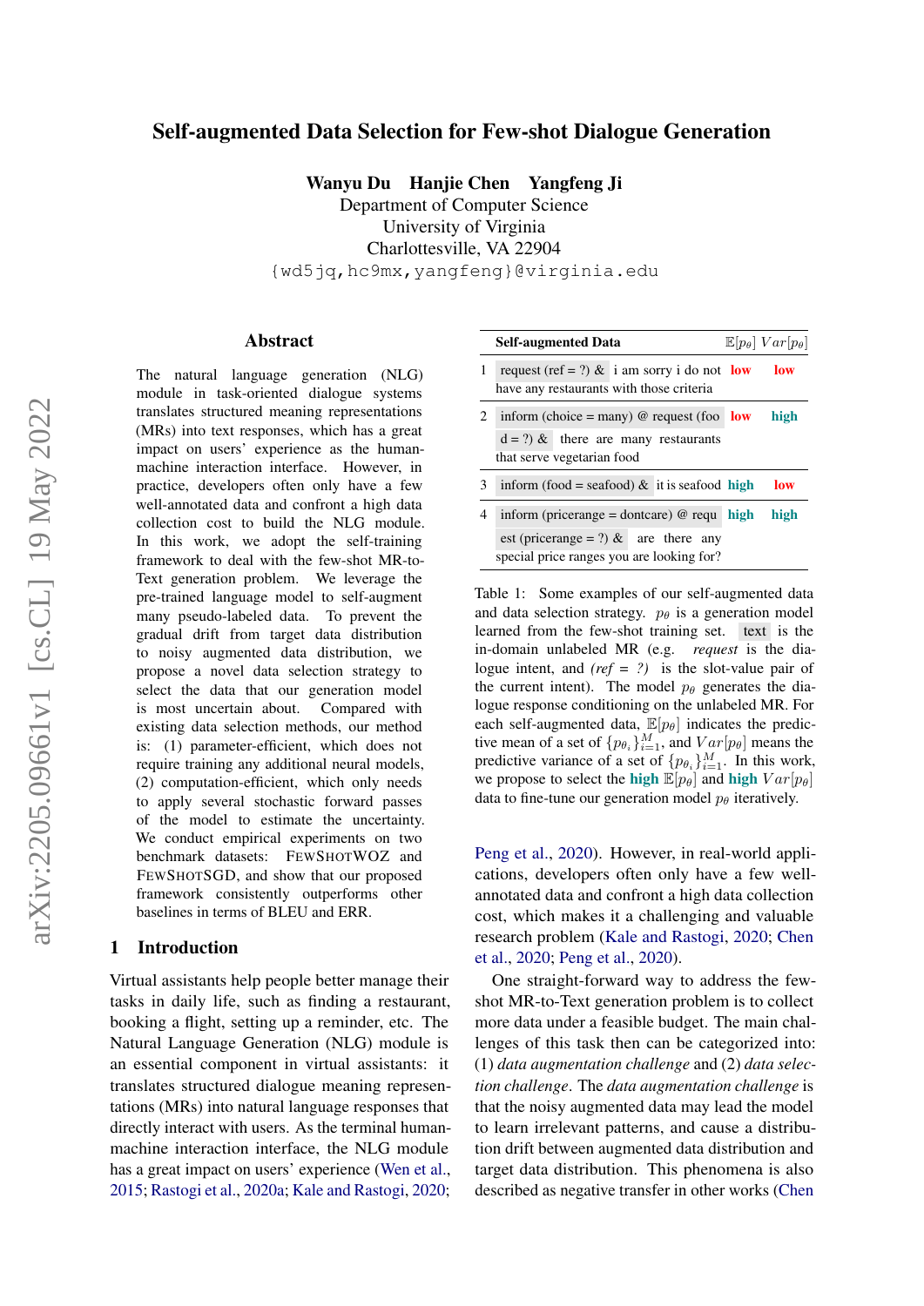# Self-augmented Data Selection for Few-shot Dialogue Generation

**Wanyu Du  Hanjie Chen  Yangfeng Ji**
Department of Computer Science
University of Virginia
Charlottesville, VA 22904
{wd5jq,hc9mx,yangfeng}@virginia.edu

## Abstract

The natural language generation (NLG) module in task-oriented dialogue systems translates structured meaning representations (MRs) into text responses, which has a great impact on users' experience as the human-machine interaction interface. However, in practice, developers often only have a few well-annotated data and confront a high data collection cost to build the NLG module. In this work, we adopt the self-training framework to deal with the few-shot MR-to-Text generation problem. We leverage the pre-trained language model to self-augment many pseudo-labeled data. To prevent the gradual drift from target data distribution to noisy augmented data distribution, we propose a novel data selection strategy to select the data that our generation model is most uncertain about. Compared with existing data selection methods, our method is: (1) parameter-efficient, which does not require training any additional neural models, (2) computation-efficient, which only needs to apply several stochastic forward passes of the model to estimate the uncertainty. We conduct empirical experiments on two benchmark datasets: FewShotWOZ and FewShotSGD, and show that our proposed framework consistently outperforms other baselines in terms of BLEU and ERR.

## 1 Introduction

Virtual assistants help people better manage their tasks in daily life, such as finding a restaurant, booking a flight, setting up a reminder, etc. The Natural Language Generation (NLG) module is an essential component in virtual assistants: it translates structured dialogue meaning representations (MRs) into natural language responses that directly interact with users. As the terminal human-machine interaction interface, the NLG module has a great impact on users' experience (Wen et al., 2015; Rastogi et al., 2020a; Kale and Rastogi, 2020; Peng et al., 2020). However, in real-world applications, developers often only have a few well-annotated data and confront a high data collection cost, which makes it a challenging and valuable research problem (Kale and Rastogi, 2020; Chen et al., 2020; Peng et al., 2020).

| | Self-augmented Data | $\mathbb{E}[p_\theta]$ | $Var[p_\theta]$ |
|---|---|---|---|
| 1 | request (ref = ?) & i am sorry i do not have any restaurants with those criteria | low | low |
| 2 | inform (choice = many) @ request (food = ?) & there are many restaurants that serve vegetarian food | low | high |
| 3 | inform (food = seafood) & it is seafood | high | low |
| 4 | inform (pricerange = dontcare) @ request (pricerange = ?) & are there any special price ranges you are looking for? | high | high |

Table 1: Some examples of our self-augmented data and data selection strategy. $p_\theta$ is a generation model learned from the few-shot training set. text is the in-domain unlabeled MR (e.g. *request* is the dialogue intent, and *(ref = ?)* is the slot-value pair of the current intent). The model $p_\theta$ generates the dialogue response conditioning on the unlabeled MR. For each self-augmented data, $\mathbb{E}[p_\theta]$ indicates the predictive mean of a set of $\{p_{\theta_i}\}_{i=1}^{M}$, and $Var[p_\theta]$ means the predictive variance of a set of $\{p_{\theta_i}\}_{i=1}^{M}$. In this work, we propose to select the **high** $\mathbb{E}[p_\theta]$ and **high** $Var[p_\theta]$ data to fine-tune our generation model $p_\theta$ iteratively.

One straight-forward way to address the few-shot MR-to-Text generation problem is to collect more data under a feasible budget. The main challenges of this task then can be categorized into: (1) *data augmentation challenge* and (2) *data selection challenge*. The *data augmentation challenge* is that the noisy augmented data may lead the model to learn irrelevant patterns, and cause a distribution drift between augmented data distribution and target data distribution. This phenomena is also described as negative transfer in other works (Chen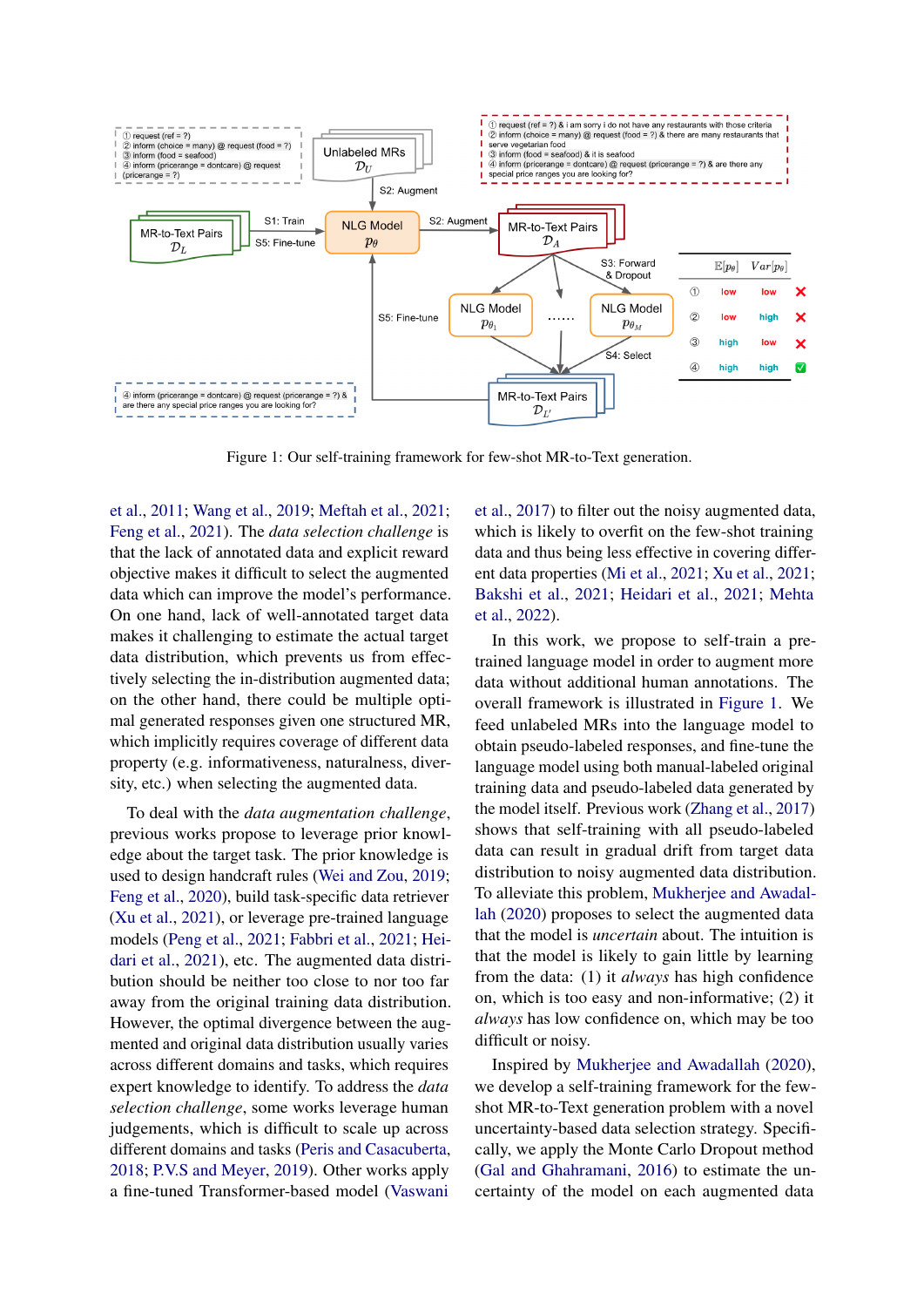Figure 1: Our self-training framework for few-shot MR-to-Text generation.

et al., 2011; Wang et al., 2019; Meftah et al., 2021; Feng et al., 2021). The *data selection challenge* is that the lack of annotated data and explicit reward objective makes it difficult to select the augmented data which can improve the model's performance. On one hand, lack of well-annotated target data makes it challenging to estimate the actual target data distribution, which prevents us from effectively selecting the in-distribution augmented data; on the other hand, there could be multiple optimal generated responses given one structured MR, which implicitly requires coverage of different data property (e.g. informativeness, naturalness, diversity, etc.) when selecting the augmented data.

To deal with the *data augmentation challenge*, previous works propose to leverage prior knowledge about the target task. The prior knowledge is used to design handcraft rules (Wei and Zou, 2019; Feng et al., 2020), build task-specific data retriever (Xu et al., 2021), or leverage pre-trained language models (Peng et al., 2021; Fabbri et al., 2021; Heidari et al., 2021), etc. The augmented data distribution should be neither too close to nor too far away from the original training data distribution. However, the optimal divergence between the augmented and original data distribution usually varies across different domains and tasks, which requires expert knowledge to identify. To address the *data selection challenge*, some works leverage human judgements, which is difficult to scale up across different domains and tasks (Peris and Casacuberta, 2018; P.V.S and Meyer, 2019). Other works apply a fine-tuned Transformer-based model (Vaswani et al., 2017) to filter out the noisy augmented data, which is likely to overfit on the few-shot training data and thus being less effective in covering different data properties (Mi et al., 2021; Xu et al., 2021; Bakshi et al., 2021; Heidari et al., 2021; Mehta et al., 2022).

In this work, we propose to self-train a pre-trained language model in order to augment more data without additional human annotations. The overall framework is illustrated in Figure 1. We feed unlabeled MRs into the language model to obtain pseudo-labeled responses, and fine-tune the language model using both manual-labeled original training data and pseudo-labeled data generated by the model itself. Previous work (Zhang et al., 2017) shows that self-training with all pseudo-labeled data can result in gradual drift from target data distribution to noisy augmented data distribution. To alleviate this problem, Mukherjee and Awadallah (2020) proposes to select the augmented data that the model is *uncertain* about. The intuition is that the model is likely to gain little by learning from the data: (1) it *always* has high confidence on, which is too easy and non-informative; (2) it *always* has low confidence on, which may be too difficult or noisy.

Inspired by Mukherjee and Awadallah (2020), we develop a self-training framework for the few-shot MR-to-Text generation problem with a novel uncertainty-based data selection strategy. Specifically, we apply the Monte Carlo Dropout method (Gal and Ghahramani, 2016) to estimate the uncertainty of the model on each augmented data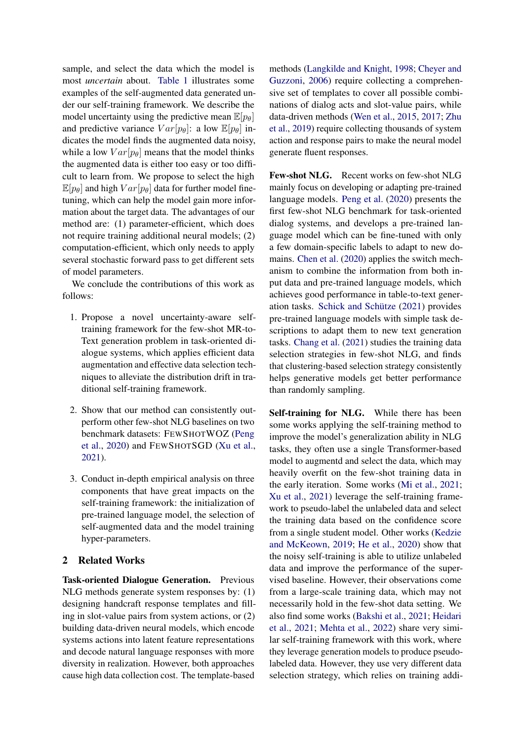sample, and select the data which the model is most *uncertain* about. Table 1 illustrates some examples of the self-augmented data generated under our self-training framework. We describe the model uncertainty using the predictive mean $\mathbb{E}[p_\theta]$ and predictive variance $Var[p_\theta]$: a low $\mathbb{E}[p_\theta]$ indicates the model finds the augmented data noisy, while a low $Var[p_\theta]$ means that the model thinks the augmented data is either too easy or too difficult to learn from. We propose to select the high $\mathbb{E}[p_\theta]$ and high $Var[p_\theta]$ data for further model fine-tuning, which can help the model gain more information about the target data. The advantages of our method are: (1) parameter-efficient, which does not require training additional neural models; (2) computation-efficient, which only needs to apply several stochastic forward pass to get different sets of model parameters.

We conclude the contributions of this work as follows:

1. Propose a novel uncertainty-aware self-training framework for the few-shot MR-to-Text generation problem in task-oriented dialogue systems, which applies efficient data augmentation and effective data selection techniques to alleviate the distribution drift in traditional self-training framework.

2. Show that our method can consistently outperform other few-shot NLG baselines on two benchmark datasets: FewShotWOZ (Peng et al., 2020) and FewShotSGD (Xu et al., 2021).

3. Conduct in-depth empirical analysis on three components that have great impacts on the self-training framework: the initialization of pre-trained language model, the selection of self-augmented data and the model training hyper-parameters.

## 2 Related Works

**Task-oriented Dialogue Generation.** Previous NLG methods generate system responses by: (1) designing handcraft response templates and filling in slot-value pairs from system actions, or (2) building data-driven neural models, which encode systems actions into latent feature representations and decode natural language responses with more diversity in realization. However, both approaches cause high data collection cost. The template-based methods (Langkilde and Knight, 1998; Cheyer and Guzzoni, 2006) require collecting a comprehensive set of templates to cover all possible combinations of dialog acts and slot-value pairs, while data-driven methods (Wen et al., 2015, 2017; Zhu et al., 2019) require collecting thousands of system action and response pairs to make the neural model generate fluent responses.

**Few-shot NLG.** Recent works on few-shot NLG mainly focus on developing or adapting pre-trained language models. Peng et al. (2020) presents the first few-shot NLG benchmark for task-oriented dialog systems, and develops a pre-trained language model which can be fine-tuned with only a few domain-specific labels to adapt to new domains. Chen et al. (2020) applies the switch mechanism to combine the information from both input data and pre-trained language models, which achieves good performance in table-to-text generation tasks. Schick and Schütze (2021) provides pre-trained language models with simple task descriptions to adapt them to new text generation tasks. Chang et al. (2021) studies the training data selection strategies in few-shot NLG, and finds that clustering-based selection strategy consistently helps generative models get better performance than randomly sampling.

**Self-training for NLG.** While there has been some works applying the self-training method to improve the model's generalization ability in NLG tasks, they often use a single Transformer-based model to augmentd and select the data, which may heavily overfit on the few-shot training data in the early iteration. Some works (Mi et al., 2021; Xu et al., 2021) leverage the self-training framework to pseudo-label the unlabeled data and select the training data based on the confidence score from a single student model. Other works (Kedzie and McKeown, 2019; He et al., 2020) show that the noisy self-training is able to utilize unlabeled data and improve the performance of the supervised baseline. However, their observations come from a large-scale training data, which may not necessarily hold in the few-shot data setting. We also find some works (Bakshi et al., 2021; Heidari et al., 2021; Mehta et al., 2022) share very similar self-training framework with this work, where they leverage generation models to produce pseudo-labeled data. However, they use very different data selection strategy, which relies on training addi-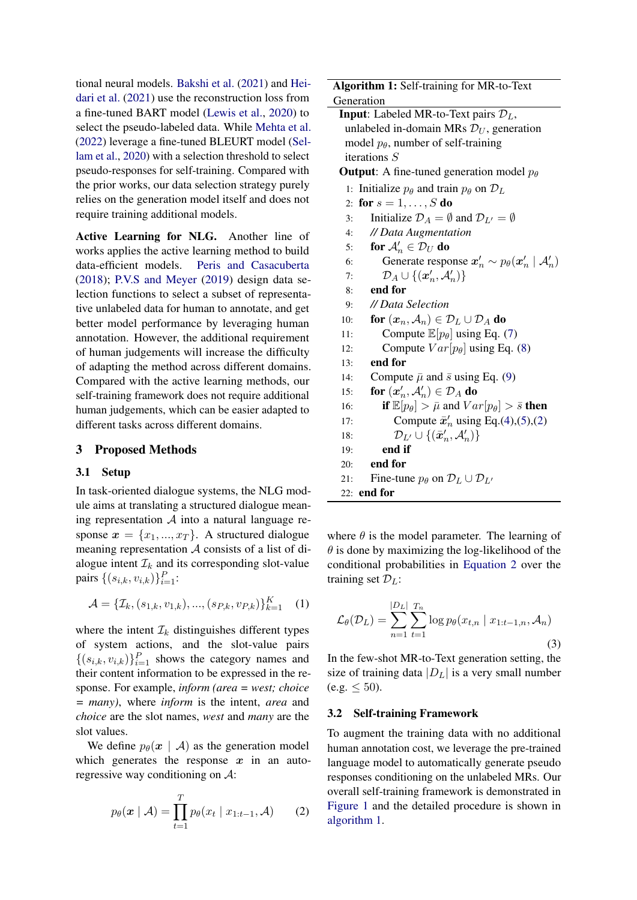tional neural models. Bakshi et al. (2021) and Heidari et al. (2021) use the reconstruction loss from a fine-tuned BART model (Lewis et al., 2020) to select the pseudo-labeled data. While Mehta et al. (2022) leverage a fine-tuned BLEURT model (Sellam et al., 2020) with a selection threshold to select pseudo-responses for self-training. Compared with the prior works, our data selection strategy purely relies on the generation model itself and does not require training additional models.

**Active Learning for NLG.** Another line of works applies the active learning method to build data-efficient models. Peris and Casacuberta (2018); P.V.S and Meyer (2019) design data selection functions to select a subset of representative unlabeled data for human to annotate, and get better model performance by leveraging human annotation. However, the additional requirement of human judgements will increase the difficulty of adapting the method across different domains. Compared with the active learning methods, our self-training framework does not require additional human judgements, which can be easier adapted to different tasks across different domains.

## 3 Proposed Methods

### 3.1 Setup

In task-oriented dialogue systems, the NLG module aims at translating a structured dialogue meaning representation $\mathcal{A}$ into a natural language response $\boldsymbol{x} = \{x_1, ..., x_T\}$. A structured dialogue meaning representation $\mathcal{A}$ consists of a list of dialogue intent $\mathcal{I}_k$ and its corresponding slot-value pairs $\{(s_{i,k}, v_{i,k})\}_{i=1}^{P}$:

$$\mathcal{A} = \{\mathcal{I}_k, (s_{1,k}, v_{1,k}), ..., (s_{P,k}, v_{P,k})\}_{k=1}^{K} \quad (1)$$

where the intent $\mathcal{I}_k$ distinguishes different types of system actions, and the slot-value pairs $\{(s_{i,k}, v_{i,k})\}_{i=1}^{P}$ shows the category names and their content information to be expressed in the response. For example, *inform (area = west; choice = many)*, where *inform* is the intent, *area* and *choice* are the slot names, *west* and *many* are the slot values.

We define $p_\theta(\boldsymbol{x} \mid \mathcal{A})$ as the generation model which generates the response $\boldsymbol{x}$ in an auto-regressive way conditioning on $\mathcal{A}$:

$$p_\theta(\boldsymbol{x} \mid \mathcal{A}) = \prod_{t=1}^{T} p_\theta(x_t \mid x_{1:t-1}, \mathcal{A}) \quad (2)$$

**Algorithm 1:** Self-training for MR-to-Text Generation

**Input**: Labeled MR-to-Text pairs $\mathcal{D}_L$, unlabeled in-domain MRs $\mathcal{D}_U$, generation model $p_\theta$, number of self-training iterations $S$

**Output**: A fine-tuned generation model $p_\theta$

```
1:  Initialize p_θ and train p_θ on D_L
2:  for s = 1, ..., S do
3:      Initialize D_A = ∅ and D_L' = ∅
4:      // Data Augmentation
5:      for A'_n ∈ D_U do
6:          Generate response x'_n ~ p_θ(x'_n | A'_n)
7:          D_A ∪ {(x'_n, A'_n)}
8:      end for
9:      // Data Selection
10:     for (x_n, A_n) ∈ D_L ∪ D_A do
11:         Compute E[p_θ] using Eq. (7)
12:         Compute Var[p_θ] using Eq. (8)
13:     end for
14:     Compute μ̄ and s̄ using Eq. (9)
15:     for (x'_n, A'_n) ∈ D_A do
16:         if E[p_θ] > μ̄ and Var[p_θ] > s̄ then
17:             Compute x̄'_n using Eq.(4),(5),(2)
18:             D_L' ∪ {(x̄'_n, A'_n)}
19:         end if
20:     end for
21:     Fine-tune p_θ on D_L ∪ D_L'
22: end for
```

where $\theta$ is the model parameter. The learning of $\theta$ is done by maximizing the log-likelihood of the conditional probabilities in Equation 2 over the training set $\mathcal{D}_L$:

$$\mathcal{L}_\theta(\mathcal{D}_L) = \sum_{n=1}^{|D_L|} \sum_{t=1}^{T_n} \log p_\theta(x_{t,n} \mid x_{1:t-1,n}, \mathcal{A}_n) \quad (3)$$

In the few-shot MR-to-Text generation setting, the size of training data $|D_L|$ is a very small number (e.g. $\leq 50$).

### 3.2 Self-training Framework

To augment the training data with no additional human annotation cost, we leverage the pre-trained language model to automatically generate pseudo responses conditioning on the unlabeled MRs. Our overall self-training framework is demonstrated in Figure 1 and the detailed procedure is shown in algorithm 1.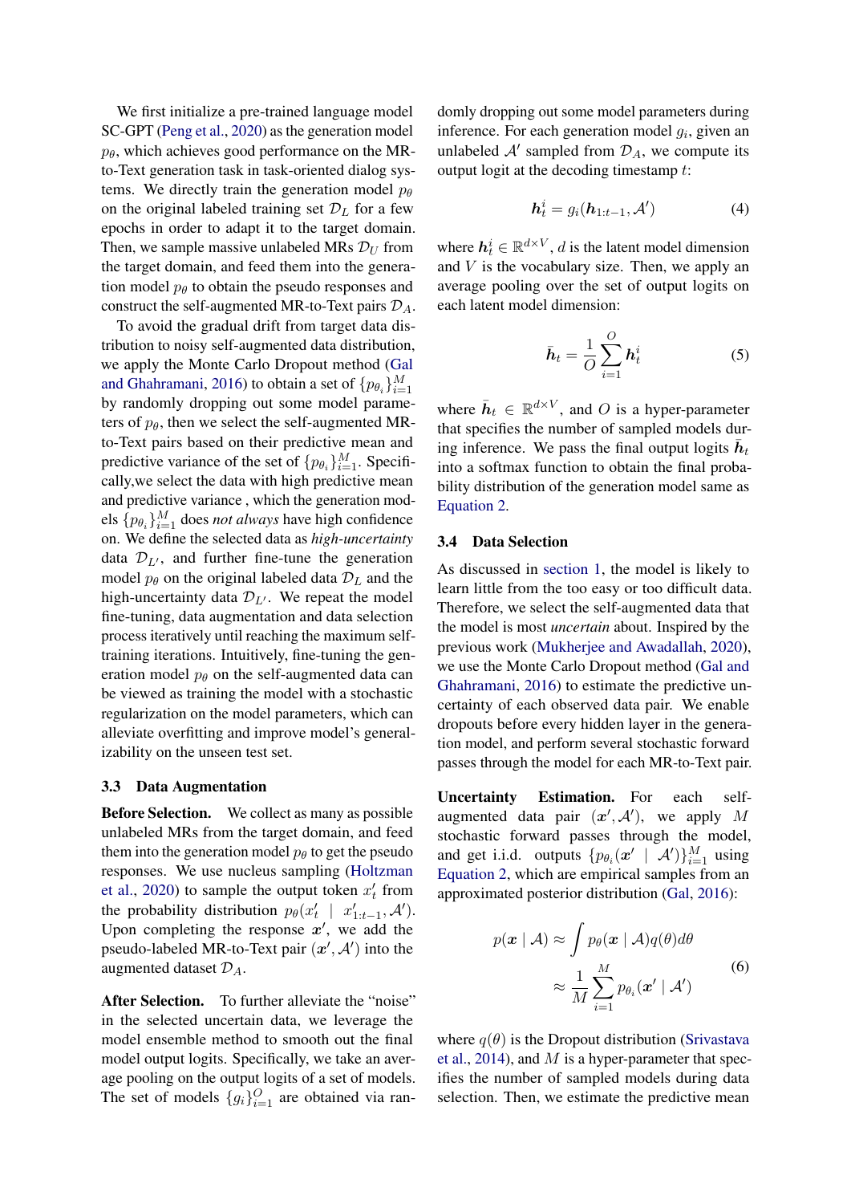We first initialize a pre-trained language model SC-GPT (Peng et al., 2020) as the generation model $p_\theta$, which achieves good performance on the MR-to-Text generation task in task-oriented dialog systems. We directly train the generation model $p_\theta$ on the original labeled training set $\mathcal{D}_L$ for a few epochs in order to adapt it to the target domain. Then, we sample massive unlabeled MRs $\mathcal{D}_U$ from the target domain, and feed them into the generation model $p_\theta$ to obtain the pseudo responses and construct the self-augmented MR-to-Text pairs $\mathcal{D}_A$.

To avoid the gradual drift from target data distribution to noisy self-augmented data distribution, we apply the Monte Carlo Dropout method (Gal and Ghahramani, 2016) to obtain a set of $\{p_{\theta_i}\}_{i=1}^{M}$ by randomly dropping out some model parameters of $p_\theta$, then we select the self-augmented MR-to-Text pairs based on their predictive mean and predictive variance of the set of $\{p_{\theta_i}\}_{i=1}^{M}$. Specifically,we select the data with high predictive mean and predictive variance , which the generation models $\{p_{\theta_i}\}_{i=1}^{M}$ does *not always* have high confidence on. We define the selected data as *high-uncertainty* data $\mathcal{D}_{L'}$, and further fine-tune the generation model $p_\theta$ on the original labeled data $\mathcal{D}_L$ and the high-uncertainty data $\mathcal{D}_{L'}$. We repeat the model fine-tuning, data augmentation and data selection process iteratively until reaching the maximum self-training iterations. Intuitively, fine-tuning the generation model $p_\theta$ on the self-augmented data can be viewed as training the model with a stochastic regularization on the model parameters, which can alleviate overfitting and improve model's generalizability on the unseen test set.

### 3.3 Data Augmentation

**Before Selection.** We collect as many as possible unlabeled MRs from the target domain, and feed them into the generation model $p_\theta$ to get the pseudo responses. We use nucleus sampling (Holtzman et al., 2020) to sample the output token $x'_t$ from the probability distribution $p_\theta(x'_t \mid x'_{1:t-1}, \mathcal{A}')$. Upon completing the response $\boldsymbol{x}'$, we add the pseudo-labeled MR-to-Text pair $(\boldsymbol{x}', \mathcal{A}')$ into the augmented dataset $\mathcal{D}_A$.

**After Selection.** To further alleviate the "noise" in the selected uncertain data, we leverage the model ensemble method to smooth out the final model output logits. Specifically, we take an average pooling on the output logits of a set of models. The set of models $\{g_i\}_{i=1}^{O}$ are obtained via randomly dropping out some model parameters during inference. For each generation model $g_i$, given an unlabeled $\mathcal{A}'$ sampled from $\mathcal{D}_A$, we compute its output logit at the decoding timestamp $t$:

$$\boldsymbol{h}_t^i = g_i(\boldsymbol{h}_{1:t-1}, \mathcal{A}') \tag{4}$$

where $\boldsymbol{h}_t^i \in \mathbb{R}^{d \times V}$, $d$ is the latent model dimension and $V$ is the vocabulary size. Then, we apply an average pooling over the set of output logits on each latent model dimension:

$$\bar{\boldsymbol{h}}_t = \frac{1}{O}\sum_{i=1}^{O} \boldsymbol{h}_t^i \tag{5}$$

where $\bar{\boldsymbol{h}}_t \in \mathbb{R}^{d \times V}$, and $O$ is a hyper-parameter that specifies the number of sampled models during inference. We pass the final output logits $\bar{\boldsymbol{h}}_t$ into a softmax function to obtain the final probability distribution of the generation model same as Equation 2.

### 3.4 Data Selection

As discussed in section 1, the model is likely to learn little from the too easy or too difficult data. Therefore, we select the self-augmented data that the model is most *uncertain* about. Inspired by the previous work (Mukherjee and Awadallah, 2020), we use the Monte Carlo Dropout method (Gal and Ghahramani, 2016) to estimate the predictive uncertainty of each observed data pair. We enable dropouts before every hidden layer in the generation model, and perform several stochastic forward passes through the model for each MR-to-Text pair.

**Uncertainty Estimation.** For each self-augmented data pair $(\boldsymbol{x}', \mathcal{A}')$, we apply $M$ stochastic forward passes through the model, and get i.i.d. outputs $\{p_{\theta_i}(\boldsymbol{x}' \mid \mathcal{A}')\}_{i=1}^{M}$ using Equation 2, which are empirical samples from an approximated posterior distribution (Gal, 2016):

$$
\begin{aligned}
p(\boldsymbol{x} \mid \mathcal{A}) &\approx \int p_\theta(\boldsymbol{x} \mid \mathcal{A}) q(\theta) d\theta \\
&\approx \frac{1}{M}\sum_{i=1}^{M} p_{\theta_i}(\boldsymbol{x}' \mid \mathcal{A}')
\end{aligned} \tag{6}
$$

where $q(\theta)$ is the Dropout distribution (Srivastava et al., 2014), and $M$ is a hyper-parameter that specifies the number of sampled models during data selection. Then, we estimate the predictive mean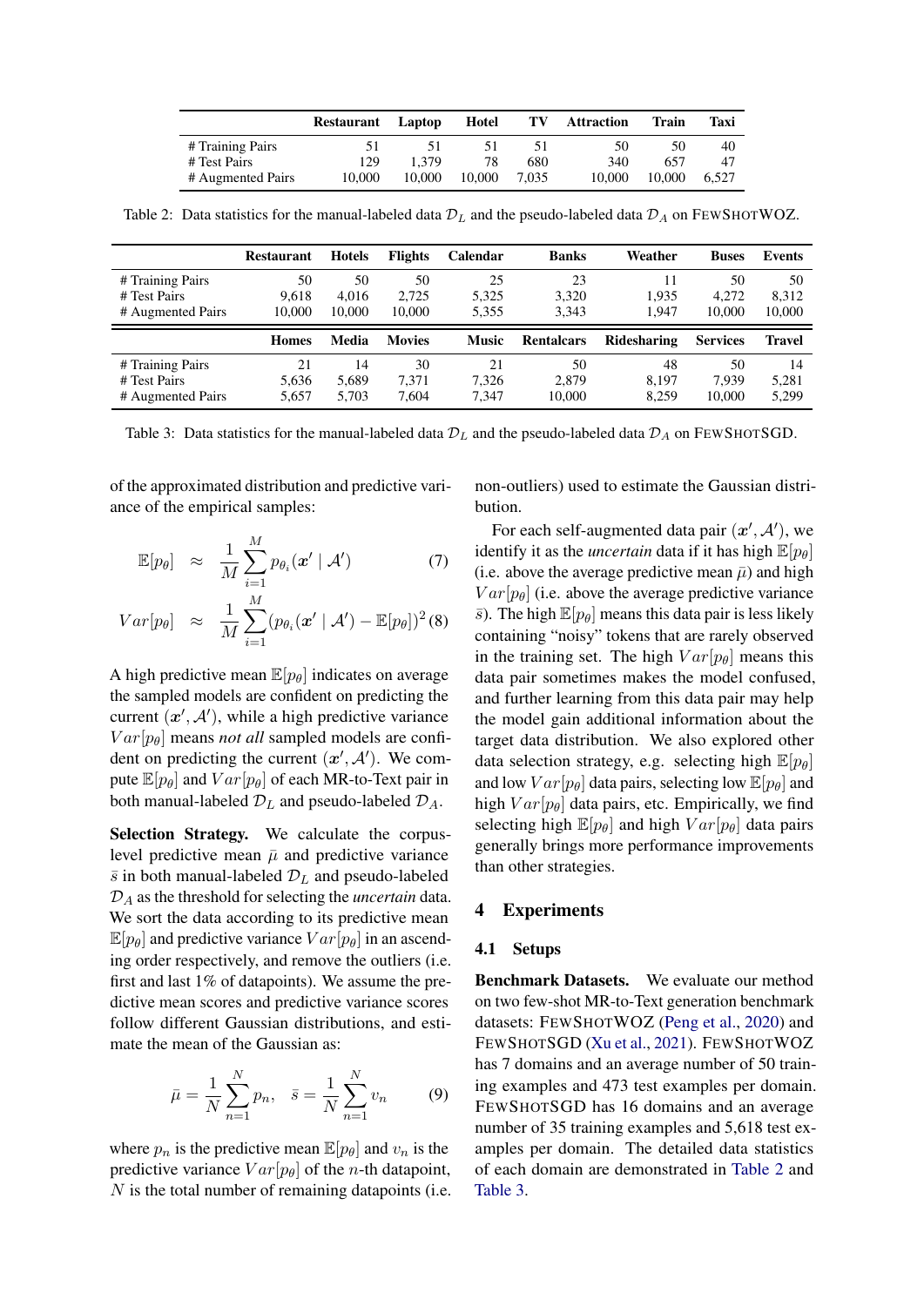| | Restaurant | Laptop | Hotel | TV | Attraction | Train | Taxi |
|---|---|---|---|---|---|---|---|
| # Training Pairs | 51 | 51 | 51 | 51 | 50 | 50 | 40 |
| # Test Pairs | 129 | 1,379 | 78 | 680 | 340 | 657 | 47 |
| # Augmented Pairs | 10,000 | 10,000 | 10,000 | 7,035 | 10,000 | 10,000 | 6,527 |

Table 2: Data statistics for the manual-labeled data $\mathcal{D}_L$ and the pseudo-labeled data $\mathcal{D}_A$ on FEWSHOTWOZ.

| | Restaurant | Hotels | Flights | Calendar | Banks | Weather | Buses | Events |
|---|---|---|---|---|---|---|---|---|
| # Training Pairs | 50 | 50 | 50 | 25 | 23 | 11 | 50 | 50 |
| # Test Pairs | 9,618 | 4,016 | 2,725 | 5,325 | 3,320 | 1,935 | 4,272 | 8,312 |
| # Augmented Pairs | 10,000 | 10,000 | 10,000 | 5,355 | 3,343 | 1,947 | 10,000 | 10,000 |
| | **Homes** | **Media** | **Movies** | **Music** | **Rentalcars** | **Ridesharing** | **Services** | **Travel** |
| # Training Pairs | 21 | 14 | 30 | 21 | 50 | 48 | 50 | 14 |
| # Test Pairs | 5,636 | 5,689 | 7,371 | 7,326 | 2,879 | 8,197 | 7,939 | 5,281 |
| # Augmented Pairs | 5,657 | 5,703 | 7,604 | 7,347 | 10,000 | 8,259 | 10,000 | 5,299 |

Table 3: Data statistics for the manual-labeled data $\mathcal{D}_L$ and the pseudo-labeled data $\mathcal{D}_A$ on FEWSHOTSGD.

of the approximated distribution and predictive variance of the empirical samples:

$$\mathbb{E}[p_\theta] \approx \frac{1}{M}\sum_{i=1}^{M} p_{\theta_i}(\boldsymbol{x}' \mid \mathcal{A}') \quad (7)$$

$$Var[p_\theta] \approx \frac{1}{M}\sum_{i=1}^{M} (p_{\theta_i}(\boldsymbol{x}' \mid \mathcal{A}') - \mathbb{E}[p_\theta])^2 \quad (8)$$

A high predictive mean $\mathbb{E}[p_\theta]$ indicates on average the sampled models are confident on predicting the current $(\boldsymbol{x}', \mathcal{A}')$, while a high predictive variance $Var[p_\theta]$ means *not all* sampled models are confident on predicting the current $(\boldsymbol{x}', \mathcal{A}')$. We compute $\mathbb{E}[p_\theta]$ and $Var[p_\theta]$ of each MR-to-Text pair in both manual-labeled $\mathcal{D}_L$ and pseudo-labeled $\mathcal{D}_A$.

**Selection Strategy.** We calculate the corpus-level predictive mean $\bar{\mu}$ and predictive variance $\bar{s}$ in both manual-labeled $\mathcal{D}_L$ and pseudo-labeled $\mathcal{D}_A$ as the threshold for selecting the *uncertain* data. We sort the data according to its predictive mean $\mathbb{E}[p_\theta]$ and predictive variance $Var[p_\theta]$ in an ascending order respectively, and remove the outliers (i.e. first and last 1% of datapoints). We assume the predictive mean scores and predictive variance scores follow different Gaussian distributions, and estimate the mean of the Gaussian as:

$$\bar{\mu} = \frac{1}{N}\sum_{n=1}^{N} p_n, \quad \bar{s} = \frac{1}{N}\sum_{n=1}^{N} v_n \quad (9)$$

where $p_n$ is the predictive mean $\mathbb{E}[p_\theta]$ and $v_n$ is the predictive variance $Var[p_\theta]$ of the $n$-th datapoint, $N$ is the total number of remaining datapoints (i.e. non-outliers) used to estimate the Gaussian distribution.

For each self-augmented data pair $(\boldsymbol{x}', \mathcal{A}')$, we identify it as the *uncertain* data if it has high $\mathbb{E}[p_\theta]$ (i.e. above the average predictive mean $\bar{\mu}$) and high $Var[p_\theta]$ (i.e. above the average predictive variance $\bar{s}$). The high $\mathbb{E}[p_\theta]$ means this data pair is less likely containing "noisy" tokens that are rarely observed in the training set. The high $Var[p_\theta]$ means this data pair sometimes makes the model confused, and further learning from this data pair may help the model gain additional information about the target data distribution. We also explored other data selection strategy, e.g. selecting high $\mathbb{E}[p_\theta]$ and low $Var[p_\theta]$ data pairs, selecting low $\mathbb{E}[p_\theta]$ and high $Var[p_\theta]$ data pairs, etc. Empirically, we find selecting high $\mathbb{E}[p_\theta]$ and high $Var[p_\theta]$ data pairs generally brings more performance improvements than other strategies.

## 4 Experiments

### 4.1 Setups

**Benchmark Datasets.** We evaluate our method on two few-shot MR-to-Text generation benchmark datasets: FEWSHOTWOZ (Peng et al., 2020) and FEWSHOTSGD (Xu et al., 2021). FEWSHOTWOZ has 7 domains and an average number of 50 training examples and 473 test examples per domain. FEWSHOTSGD has 16 domains and an average number of 35 training examples and 5,618 test examples per domain. The detailed data statistics of each domain are demonstrated in Table 2 and Table 3.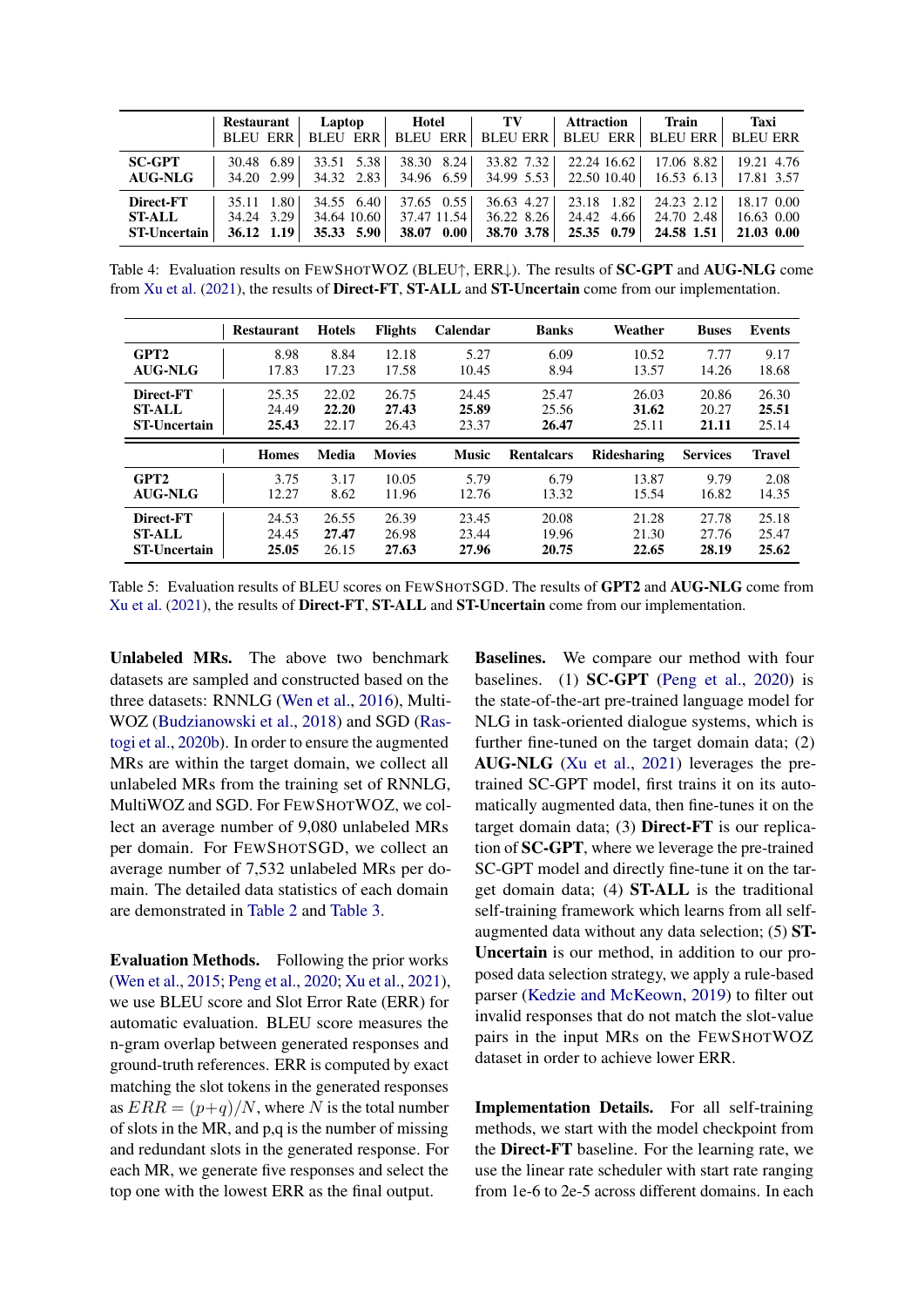| | Restaurant | | Laptop | | Hotel | | TV | | Attraction | | Train | | Taxi | |
|---|---|---|---|---|---|---|---|---|---|---|---|---|---|---|
| | BLEU | ERR | BLEU | ERR | BLEU | ERR | BLEU | ERR | BLEU | ERR | BLEU | ERR | BLEU | ERR |
| **SC-GPT** | 30.48 | 6.89 | 33.51 | 5.38 | 38.30 | 8.24 | 33.82 | 7.32 | 22.24 | 16.62 | 17.06 | 8.82 | 19.21 | 4.76 |
| **AUG-NLG** | 34.20 | 2.99 | 34.32 | 2.83 | 34.96 | 6.59 | 34.99 | 5.53 | 22.50 | 10.40 | 16.53 | 6.13 | 17.81 | 3.57 |
| **Direct-FT** | 35.11 | 1.80 | 34.55 | 6.40 | 37.65 | 0.55 | 36.63 | 4.27 | 23.18 | 1.82 | 24.23 | 2.12 | 18.17 | 0.00 |
| **ST-ALL** | 34.24 | 3.29 | 34.64 | 10.60 | 37.47 | 11.54 | 36.22 | 8.26 | 24.42 | 4.66 | 24.70 | 2.48 | 16.63 | 0.00 |
| **ST-Uncertain** | **36.12** | **1.19** | **35.33** | **5.90** | **38.07** | **0.00** | **38.70** | **3.78** | **25.35** | **0.79** | **24.58** | **1.51** | **21.03** | **0.00** |

Table 4: Evaluation results on FEWSHOTWOZ (BLEU↑, ERR↓). The results of **SC-GPT** and **AUG-NLG** come from Xu et al. (2021), the results of **Direct-FT**, **ST-ALL** and **ST-Uncertain** come from our implementation.

| | Restaurant | Hotels | Flights | Calendar | Banks | Weather | Buses | Events |
|---|---|---|---|---|---|---|---|---|
| **GPT2** | 8.98 | 8.84 | 12.18 | 5.27 | 6.09 | 10.52 | 7.77 | 9.17 |
| **AUG-NLG** | 17.83 | 17.23 | 17.58 | 10.45 | 8.94 | 13.57 | 14.26 | 18.68 |
| **Direct-FT** | 25.35 | 22.02 | 26.75 | 24.45 | 25.47 | 26.03 | 20.86 | 26.30 |
| **ST-ALL** | 24.49 | **22.20** | **27.43** | **25.89** | 25.56 | **31.62** | 20.27 | **25.51** |
| **ST-Uncertain** | **25.43** | 22.17 | 26.43 | 23.37 | **26.47** | 25.11 | **21.11** | 25.14 |
| | **Homes** | **Media** | **Movies** | **Music** | **Rentalcars** | **Ridesharing** | **Services** | **Travel** |
| **GPT2** | 3.75 | 3.17 | 10.05 | 5.79 | 6.79 | 13.87 | 9.79 | 2.08 |
| **AUG-NLG** | 12.27 | 8.62 | 11.96 | 12.76 | 13.32 | 15.54 | 16.82 | 14.35 |
| **Direct-FT** | 24.53 | 26.55 | 26.39 | 23.45 | 20.08 | 21.28 | 27.78 | 25.18 |
| **ST-ALL** | 24.45 | **27.47** | 26.98 | 23.44 | 19.96 | 21.30 | 27.76 | 25.47 |
| **ST-Uncertain** | **25.05** | 26.15 | **27.63** | **27.96** | **20.75** | **22.65** | **28.19** | **25.62** |

Table 5: Evaluation results of BLEU scores on FEWSHOTSGD. The results of **GPT2** and **AUG-NLG** come from Xu et al. (2021), the results of **Direct-FT**, **ST-ALL** and **ST-Uncertain** come from our implementation.

**Unlabeled MRs.** The above two benchmark datasets are sampled and constructed based on the three datasets: RNNLG (Wen et al., 2016), MultiWOZ (Budzianowski et al., 2018) and SGD (Rastogi et al., 2020b). In order to ensure the augmented MRs are within the target domain, we collect all unlabeled MRs from the training set of RNNLG, MultiWOZ and SGD. For FEWSHOTWOZ, we collect an average number of 9,080 unlabeled MRs per domain. For FEWSHOTSGD, we collect an average number of 7,532 unlabeled MRs per domain. The detailed data statistics of each domain are demonstrated in Table 2 and Table 3.

**Evaluation Methods.** Following the prior works (Wen et al., 2015; Peng et al., 2020; Xu et al., 2021), we use BLEU score and Slot Error Rate (ERR) for automatic evaluation. BLEU score measures the n-gram overlap between generated responses and ground-truth references. ERR is computed by exact matching the slot tokens in the generated responses as $ERR = (p+q)/N$, where $N$ is the total number of slots in the MR, and p,q is the number of missing and redundant slots in the generated response. For each MR, we generate five responses and select the top one with the lowest ERR as the final output.

**Baselines.** We compare our method with four baselines. (1) **SC-GPT** (Peng et al., 2020) is the state-of-the-art pre-trained language model for NLG in task-oriented dialogue systems, which is further fine-tuned on the target domain data; (2) **AUG-NLG** (Xu et al., 2021) leverages the pre-trained SC-GPT model, first trains it on its automatically augmented data, then fine-tunes it on the target domain data; (3) **Direct-FT** is our replication of **SC-GPT**, where we leverage the pre-trained SC-GPT model and directly fine-tune it on the target domain data; (4) **ST-ALL** is the traditional self-training framework which learns from all self-augmented data without any data selection; (5) **ST-Uncertain** is our method, in addition to our proposed data selection strategy, we apply a rule-based parser (Kedzie and McKeown, 2019) to filter out invalid responses that do not match the slot-value pairs in the input MRs on the FEWSHOTWOZ dataset in order to achieve lower ERR.

**Implementation Details.** For all self-training methods, we start with the model checkpoint from the **Direct-FT** baseline. For the learning rate, we use the linear rate scheduler with start rate ranging from 1e-6 to 2e-5 across different domains. In each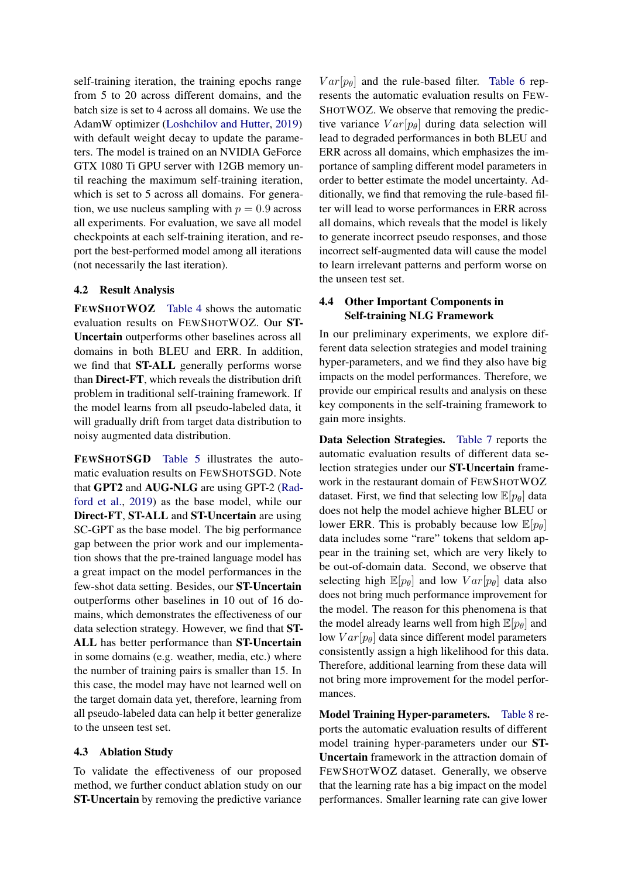self-training iteration, the training epochs range from 5 to 20 across different domains, and the batch size is set to 4 across all domains. We use the AdamW optimizer (Loshchilov and Hutter, 2019) with default weight decay to update the parameters. The model is trained on an NVIDIA GeForce GTX 1080 Ti GPU server with 12GB memory until reaching the maximum self-training iteration, which is set to 5 across all domains. For generation, we use nucleus sampling with $p = 0.9$ across all experiments. For evaluation, we save all model checkpoints at each self-training iteration, and report the best-performed model among all iterations (not necessarily the last iteration).

### 4.2 Result Analysis

**FEWSHOTWOZ** Table 4 shows the automatic evaluation results on FEWSHOTWOZ. Our **ST-Uncertain** outperforms other baselines across all domains in both BLEU and ERR. In addition, we find that **ST-ALL** generally performs worse than **Direct-FT**, which reveals the distribution drift problem in traditional self-training framework. If the model learns from all pseudo-labeled data, it will gradually drift from target data distribution to noisy augmented data distribution.

**FEWSHOTSGD** Table 5 illustrates the automatic evaluation results on FEWSHOTSGD. Note that **GPT2** and **AUG-NLG** are using GPT-2 (Radford et al., 2019) as the base model, while our **Direct-FT**, **ST-ALL** and **ST-Uncertain** are using SC-GPT as the base model. The big performance gap between the prior work and our implementation shows that the pre-trained language model has a great impact on the model performances in the few-shot data setting. Besides, our **ST-Uncertain** outperforms other baselines in 10 out of 16 domains, which demonstrates the effectiveness of our data selection strategy. However, we find that **ST-ALL** has better performance than **ST-Uncertain** in some domains (e.g. weather, media, etc.) where the number of training pairs is smaller than 15. In this case, the model may have not learned well on the target domain data yet, therefore, learning from all pseudo-labeled data can help it better generalize to the unseen test set.

### 4.3 Ablation Study

To validate the effectiveness of our proposed method, we further conduct ablation study on our **ST-Uncertain** by removing the predictive variance $Var[p_\theta]$ and the rule-based filter. Table 6 represents the automatic evaluation results on FEWSHOTWOZ. We observe that removing the predictive variance $Var[p_\theta]$ during data selection will lead to degraded performances in both BLEU and ERR across all domains, which emphasizes the importance of sampling different model parameters in order to better estimate the model uncertainty. Additionally, we find that removing the rule-based filter will lead to worse performances in ERR across all domains, which reveals that the model is likely to generate incorrect pseudo responses, and those incorrect self-augmented data will cause the model to learn irrelevant patterns and perform worse on the unseen test set.

### 4.4 Other Important Components in Self-training NLG Framework

In our preliminary experiments, we explore different data selection strategies and model training hyper-parameters, and we find they also have big impacts on the model performances. Therefore, we provide our empirical results and analysis on these key components in the self-training framework to gain more insights.

**Data Selection Strategies.** Table 7 reports the automatic evaluation results of different data selection strategies under our **ST-Uncertain** framework in the restaurant domain of FEWSHOTWOZ dataset. First, we find that selecting low $\mathbb{E}[p_\theta]$ data does not help the model achieve higher BLEU or lower ERR. This is probably because low $\mathbb{E}[p_\theta]$ data includes some "rare" tokens that seldom appear in the training set, which are very likely to be out-of-domain data. Second, we observe that selecting high $\mathbb{E}[p_\theta]$ and low $Var[p_\theta]$ data also does not bring much performance improvement for the model. The reason for this phenomena is that the model already learns well from high $\mathbb{E}[p_\theta]$ and low $Var[p_\theta]$ data since different model parameters consistently assign a high likelihood for this data. Therefore, additional learning from these data will not bring more improvement for the model performances.

**Model Training Hyper-parameters.** Table 8 reports the automatic evaluation results of different model training hyper-parameters under our **ST-Uncertain** framework in the attraction domain of FEWSHOTWOZ dataset. Generally, we observe that the learning rate has a big impact on the model performances. Smaller learning rate can give lower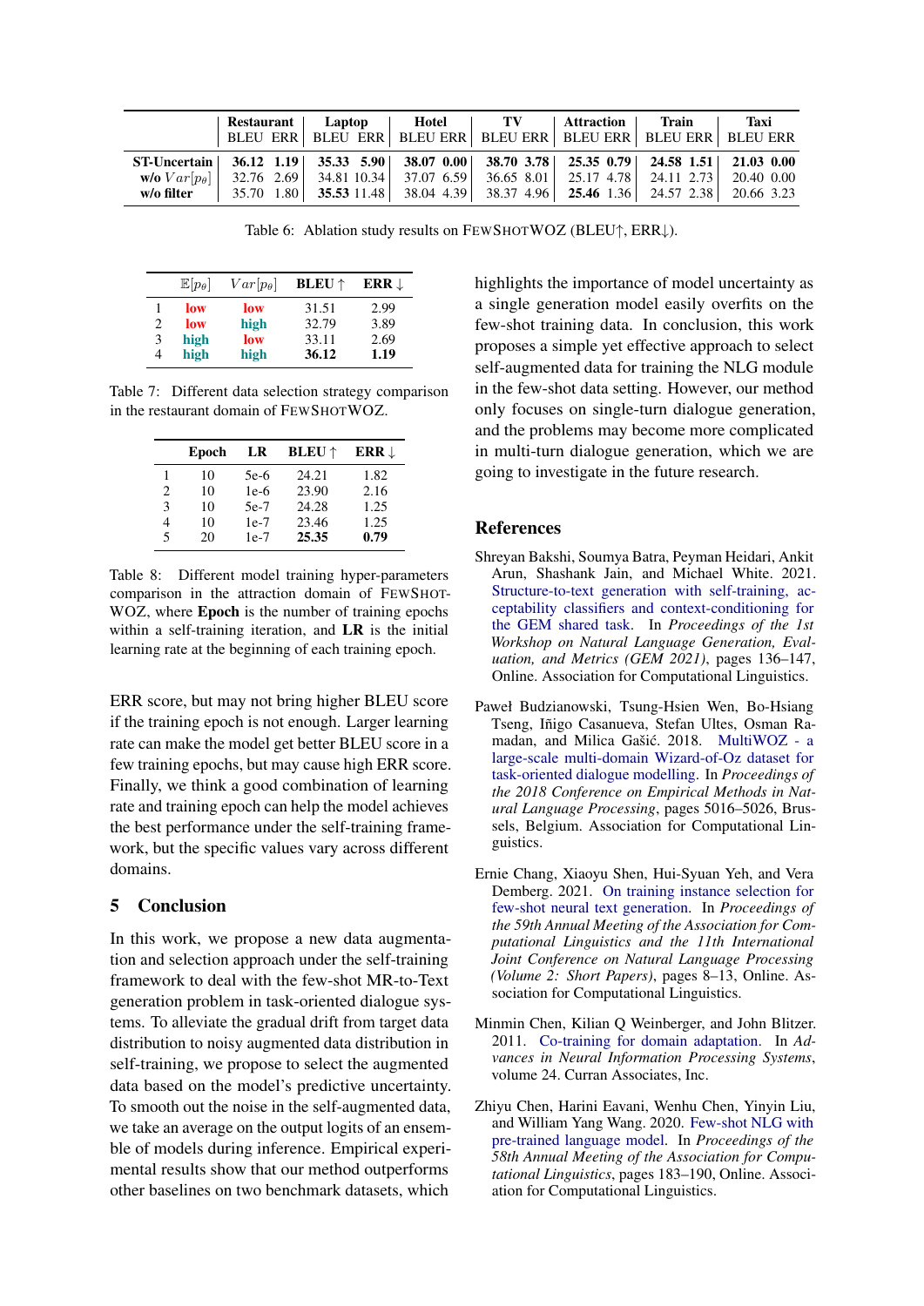| | Restaurant | | Laptop | | Hotel | | TV | | Attraction | | Train | | Taxi | |
|---|---|---|---|---|---|---|---|---|---|---|---|---|---|---|
| | BLEU | ERR | BLEU | ERR | BLEU | ERR | BLEU | ERR | BLEU | ERR | BLEU | ERR | BLEU | ERR |
| **ST-Uncertain** | **36.12** | **1.19** | **35.33** | **5.90** | **38.07** | **0.00** | **38.70** | **3.78** | **25.35** | **0.79** | **24.58** | **1.51** | **21.03** | **0.00** |
| **w/o** $Var[p_\theta]$ | 32.76 | 2.69 | 34.81 | 10.34 | 37.07 | 6.59 | 36.65 | 8.01 | 25.17 | 4.78 | 24.11 | 2.73 | 20.40 | 0.00 |
| **w/o filter** | 35.70 | 1.80 | **35.53** | 11.48 | 38.04 | 4.39 | 38.37 | 4.96 | **25.46** | 1.36 | 24.57 | 2.38 | 20.66 | 3.23 |

Table 6: Ablation study results on FewShotWOZ (BLEU↑, ERR↓).

| | $\mathbb{E}[p_\theta]$ | $Var[p_\theta]$ | BLEU ↑ | ERR ↓ |
|---|---|---|---|---|
| 1 | low | low | 31.51 | 2.99 |
| 2 | low | high | 32.79 | 3.89 |
| 3 | high | low | 33.11 | 2.69 |
| 4 | high | high | **36.12** | **1.19** |

Table 7: Different data selection strategy comparison in the restaurant domain of FewShotWOZ.

| | Epoch | LR | BLEU ↑ | ERR ↓ |
|---|---|---|---|---|
| 1 | 10 | 5e-6 | 24.21 | 1.82 |
| 2 | 10 | 1e-6 | 23.90 | 2.16 |
| 3 | 10 | 5e-7 | 24.28 | 1.25 |
| 4 | 10 | 1e-7 | 23.46 | 1.25 |
| 5 | 20 | 1e-7 | **25.35** | **0.79** |

Table 8: Different model training hyper-parameters comparison in the attraction domain of FewShotWOZ, where **Epoch** is the number of training epochs within a self-training iteration, and **LR** is the initial learning rate at the beginning of each training epoch.

ERR score, but may not bring higher BLEU score if the training epoch is not enough. Larger learning rate can make the model get better BLEU score in a few training epochs, but may cause high ERR score. Finally, we think a good combination of learning rate and training epoch can help the model achieves the best performance under the self-training framework, but the specific values vary across different domains.

## 5 Conclusion

In this work, we propose a new data augmentation and selection approach under the self-training framework to deal with the few-shot MR-to-Text generation problem in task-oriented dialogue systems. To alleviate the gradual drift from target data distribution to noisy augmented data distribution in self-training, we propose to select the augmented data based on the model's predictive uncertainty. To smooth out the noise in the self-augmented data, we take an average on the output logits of an ensemble of models during inference. Empirical experimental results show that our method outperforms other baselines on two benchmark datasets, which highlights the importance of model uncertainty as a single generation model easily overfits on the few-shot training data. In conclusion, this work proposes a simple yet effective approach to select self-augmented data for training the NLG module in the few-shot data setting. However, our method only focuses on single-turn dialogue generation, and the problems may become more complicated in multi-turn dialogue generation, which we are going to investigate in the future research.

## References

Shreyan Bakshi, Soumya Batra, Peyman Heidari, Ankit Arun, Shashank Jain, and Michael White. 2021. Structure-to-text generation with self-training, acceptability classifiers and context-conditioning for the GEM shared task. In *Proceedings of the 1st Workshop on Natural Language Generation, Evaluation, and Metrics (GEM 2021)*, pages 136–147, Online. Association for Computational Linguistics.

Paweł Budzianowski, Tsung-Hsien Wen, Bo-Hsiang Tseng, Iñigo Casanueva, Stefan Ultes, Osman Ramadan, and Milica Gašić. 2018. MultiWOZ - a large-scale multi-domain Wizard-of-Oz dataset for task-oriented dialogue modelling. In *Proceedings of the 2018 Conference on Empirical Methods in Natural Language Processing*, pages 5016–5026, Brussels, Belgium. Association for Computational Linguistics.

Ernie Chang, Xiaoyu Shen, Hui-Syuan Yeh, and Vera Demberg. 2021. On training instance selection for few-shot neural text generation. In *Proceedings of the 59th Annual Meeting of the Association for Computational Linguistics and the 11th International Joint Conference on Natural Language Processing (Volume 2: Short Papers)*, pages 8–13, Online. Association for Computational Linguistics.

Minmin Chen, Kilian Q Weinberger, and John Blitzer. 2011. Co-training for domain adaptation. In *Advances in Neural Information Processing Systems*, volume 24. Curran Associates, Inc.

Zhiyu Chen, Harini Eavani, Wenhu Chen, Yinyin Liu, and William Yang Wang. 2020. Few-shot NLG with pre-trained language model. In *Proceedings of the 58th Annual Meeting of the Association for Computational Linguistics*, pages 183–190, Online. Association for Computational Linguistics.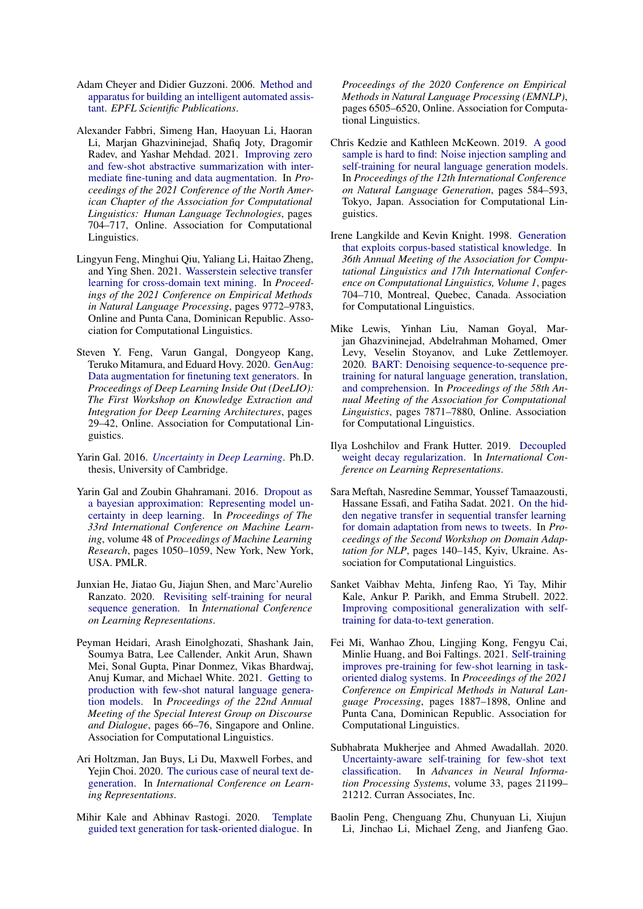Adam Cheyer and Didier Guzzoni. 2006. Method and apparatus for building an intelligent automated assistant. *EPFL Scientific Publications*.

Alexander Fabbri, Simeng Han, Haoyuan Li, Haoran Li, Marjan Ghazvininejad, Shafiq Joty, Dragomir Radev, and Yashar Mehdad. 2021. Improving zero and few-shot abstractive summarization with intermediate fine-tuning and data augmentation. In *Proceedings of the 2021 Conference of the North American Chapter of the Association for Computational Linguistics: Human Language Technologies*, pages 704–717, Online. Association for Computational Linguistics.

Lingyun Feng, Minghui Qiu, Yaliang Li, Haitao Zheng, and Ying Shen. 2021. Wasserstein selective transfer learning for cross-domain text mining. In *Proceedings of the 2021 Conference on Empirical Methods in Natural Language Processing*, pages 9772–9783, Online and Punta Cana, Dominican Republic. Association for Computational Linguistics.

Steven Y. Feng, Varun Gangal, Dongyeop Kang, Teruko Mitamura, and Eduard Hovy. 2020. GenAug: Data augmentation for finetuning text generators. In *Proceedings of Deep Learning Inside Out (DeeLIO): The First Workshop on Knowledge Extraction and Integration for Deep Learning Architectures*, pages 29–42, Online. Association for Computational Linguistics.

Yarin Gal. 2016. *Uncertainty in Deep Learning*. Ph.D. thesis, University of Cambridge.

Yarin Gal and Zoubin Ghahramani. 2016. Dropout as a bayesian approximation: Representing model uncertainty in deep learning. In *Proceedings of The 33rd International Conference on Machine Learning*, volume 48 of *Proceedings of Machine Learning Research*, pages 1050–1059, New York, New York, USA. PMLR.

Junxian He, Jiatao Gu, Jiajun Shen, and Marc'Aurelio Ranzato. 2020. Revisiting self-training for neural sequence generation. In *International Conference on Learning Representations*.

Peyman Heidari, Arash Einolghozati, Shashank Jain, Soumya Batra, Lee Callender, Ankit Arun, Shawn Mei, Sonal Gupta, Pinar Donmez, Vikas Bhardwaj, Anuj Kumar, and Michael White. 2021. Getting to production with few-shot natural language generation models. In *Proceedings of the 22nd Annual Meeting of the Special Interest Group on Discourse and Dialogue*, pages 66–76, Singapore and Online. Association for Computational Linguistics.

Ari Holtzman, Jan Buys, Li Du, Maxwell Forbes, and Yejin Choi. 2020. The curious case of neural text degeneration. In *International Conference on Learning Representations*.

Mihir Kale and Abhinav Rastogi. 2020. Template guided text generation for task-oriented dialogue. In *Proceedings of the 2020 Conference on Empirical Methods in Natural Language Processing (EMNLP)*, pages 6505–6520, Online. Association for Computational Linguistics.

Chris Kedzie and Kathleen McKeown. 2019. A good sample is hard to find: Noise injection sampling and self-training for neural language generation models. In *Proceedings of the 12th International Conference on Natural Language Generation*, pages 584–593, Tokyo, Japan. Association for Computational Linguistics.

Irene Langkilde and Kevin Knight. 1998. Generation that exploits corpus-based statistical knowledge. In *36th Annual Meeting of the Association for Computational Linguistics and 17th International Conference on Computational Linguistics, Volume 1*, pages 704–710, Montreal, Quebec, Canada. Association for Computational Linguistics.

Mike Lewis, Yinhan Liu, Naman Goyal, Marjan Ghazvininejad, Abdelrahman Mohamed, Omer Levy, Veselin Stoyanov, and Luke Zettlemoyer. 2020. BART: Denoising sequence-to-sequence pretraining for natural language generation, translation, and comprehension. In *Proceedings of the 58th Annual Meeting of the Association for Computational Linguistics*, pages 7871–7880, Online. Association for Computational Linguistics.

Ilya Loshchilov and Frank Hutter. 2019. Decoupled weight decay regularization. In *International Conference on Learning Representations*.

Sara Meftah, Nasredine Semmar, Youssef Tamaazousti, Hassane Essafi, and Fatiha Sadat. 2021. On the hidden negative transfer in sequential transfer learning for domain adaptation from news to tweets. In *Proceedings of the Second Workshop on Domain Adaptation for NLP*, pages 140–145, Kyiv, Ukraine. Association for Computational Linguistics.

Sanket Vaibhav Mehta, Jinfeng Rao, Yi Tay, Mihir Kale, Ankur P. Parikh, and Emma Strubell. 2022. Improving compositional generalization with self-training for data-to-text generation.

Fei Mi, Wanhao Zhou, Lingjing Kong, Fengyu Cai, Minlie Huang, and Boi Faltings. 2021. Self-training improves pre-training for few-shot learning in task-oriented dialog systems. In *Proceedings of the 2021 Conference on Empirical Methods in Natural Language Processing*, pages 1887–1898, Online and Punta Cana, Dominican Republic. Association for Computational Linguistics.

Subhabrata Mukherjee and Ahmed Awadallah. 2020. Uncertainty-aware self-training for few-shot text classification. In *Advances in Neural Information Processing Systems*, volume 33, pages 21199–21212. Curran Associates, Inc.

Baolin Peng, Chenguang Zhu, Chunyuan Li, Xiujun Li, Jinchao Li, Michael Zeng, and Jianfeng Gao.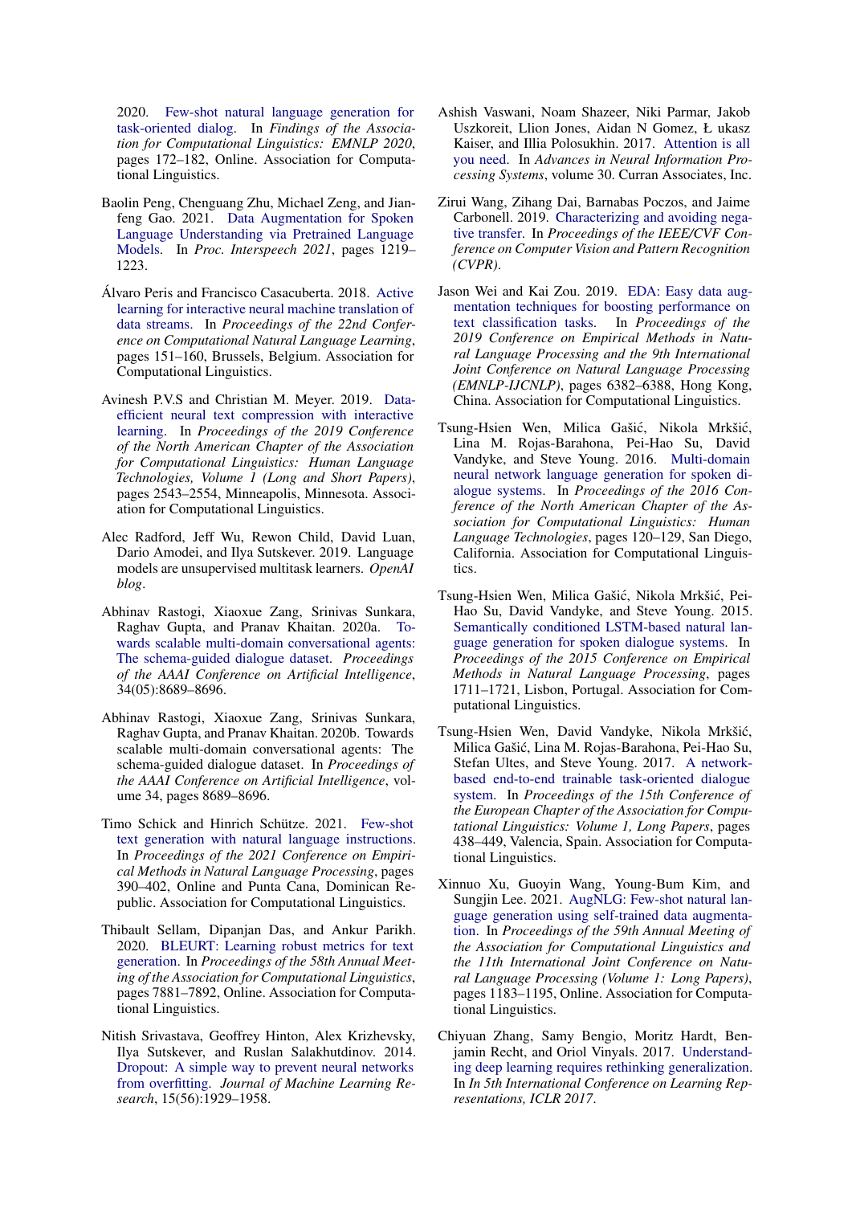2020. Few-shot natural language generation for task-oriented dialog. In *Findings of the Association for Computational Linguistics: EMNLP 2020*, pages 172–182, Online. Association for Computational Linguistics.

Baolin Peng, Chenguang Zhu, Michael Zeng, and Jianfeng Gao. 2021. Data Augmentation for Spoken Language Understanding via Pretrained Language Models. In *Proc. Interspeech 2021*, pages 1219–1223.

Álvaro Peris and Francisco Casacuberta. 2018. Active learning for interactive neural machine translation of data streams. In *Proceedings of the 22nd Conference on Computational Natural Language Learning*, pages 151–160, Brussels, Belgium. Association for Computational Linguistics.

Avinesh P.V.S and Christian M. Meyer. 2019. Data-efficient neural text compression with interactive learning. In *Proceedings of the 2019 Conference of the North American Chapter of the Association for Computational Linguistics: Human Language Technologies, Volume 1 (Long and Short Papers)*, pages 2543–2554, Minneapolis, Minnesota. Association for Computational Linguistics.

Alec Radford, Jeff Wu, Rewon Child, David Luan, Dario Amodei, and Ilya Sutskever. 2019. Language models are unsupervised multitask learners. *OpenAI blog*.

Abhinav Rastogi, Xiaoxue Zang, Srinivas Sunkara, Raghav Gupta, and Pranav Khaitan. 2020a. Towards scalable multi-domain conversational agents: The schema-guided dialogue dataset. *Proceedings of the AAAI Conference on Artificial Intelligence*, 34(05):8689–8696.

Abhinav Rastogi, Xiaoxue Zang, Srinivas Sunkara, Raghav Gupta, and Pranav Khaitan. 2020b. Towards scalable multi-domain conversational agents: The schema-guided dialogue dataset. In *Proceedings of the AAAI Conference on Artificial Intelligence*, volume 34, pages 8689–8696.

Timo Schick and Hinrich Schütze. 2021. Few-shot text generation with natural language instructions. In *Proceedings of the 2021 Conference on Empirical Methods in Natural Language Processing*, pages 390–402, Online and Punta Cana, Dominican Republic. Association for Computational Linguistics.

Thibault Sellam, Dipanjan Das, and Ankur Parikh. 2020. BLEURT: Learning robust metrics for text generation. In *Proceedings of the 58th Annual Meeting of the Association for Computational Linguistics*, pages 7881–7892, Online. Association for Computational Linguistics.

Nitish Srivastava, Geoffrey Hinton, Alex Krizhevsky, Ilya Sutskever, and Ruslan Salakhutdinov. 2014. Dropout: A simple way to prevent neural networks from overfitting. *Journal of Machine Learning Research*, 15(56):1929–1958.

Ashish Vaswani, Noam Shazeer, Niki Parmar, Jakob Uszkoreit, Llion Jones, Aidan N Gomez, Ł ukasz Kaiser, and Illia Polosukhin. 2017. Attention is all you need. In *Advances in Neural Information Processing Systems*, volume 30. Curran Associates, Inc.

Zirui Wang, Zihang Dai, Barnabas Poczos, and Jaime Carbonell. 2019. Characterizing and avoiding negative transfer. In *Proceedings of the IEEE/CVF Conference on Computer Vision and Pattern Recognition (CVPR)*.

Jason Wei and Kai Zou. 2019. EDA: Easy data augmentation techniques for boosting performance on text classification tasks. In *Proceedings of the 2019 Conference on Empirical Methods in Natural Language Processing and the 9th International Joint Conference on Natural Language Processing (EMNLP-IJCNLP)*, pages 6382–6388, Hong Kong, China. Association for Computational Linguistics.

Tsung-Hsien Wen, Milica Gašić, Nikola Mrkšić, Lina M. Rojas-Barahona, Pei-Hao Su, David Vandyke, and Steve Young. 2016. Multi-domain neural network language generation for spoken dialogue systems. In *Proceedings of the 2016 Conference of the North American Chapter of the Association for Computational Linguistics: Human Language Technologies*, pages 120–129, San Diego, California. Association for Computational Linguistics.

Tsung-Hsien Wen, Milica Gašić, Nikola Mrkšić, Pei-Hao Su, David Vandyke, and Steve Young. 2015. Semantically conditioned LSTM-based natural language generation for spoken dialogue systems. In *Proceedings of the 2015 Conference on Empirical Methods in Natural Language Processing*, pages 1711–1721, Lisbon, Portugal. Association for Computational Linguistics.

Tsung-Hsien Wen, David Vandyke, Nikola Mrkšić, Milica Gašić, Lina M. Rojas-Barahona, Pei-Hao Su, Stefan Ultes, and Steve Young. 2017. A network-based end-to-end trainable task-oriented dialogue system. In *Proceedings of the 15th Conference of the European Chapter of the Association for Computational Linguistics: Volume 1, Long Papers*, pages 438–449, Valencia, Spain. Association for Computational Linguistics.

Xinnuo Xu, Guoyin Wang, Young-Bum Kim, and Sungjin Lee. 2021. AugNLG: Few-shot natural language generation using self-trained data augmentation. In *Proceedings of the 59th Annual Meeting of the Association for Computational Linguistics and the 11th International Joint Conference on Natural Language Processing (Volume 1: Long Papers)*, pages 1183–1195, Online. Association for Computational Linguistics.

Chiyuan Zhang, Samy Bengio, Moritz Hardt, Benjamin Recht, and Oriol Vinyals. 2017. Understanding deep learning requires rethinking generalization. In *In 5th International Conference on Learning Representations, ICLR 2017*.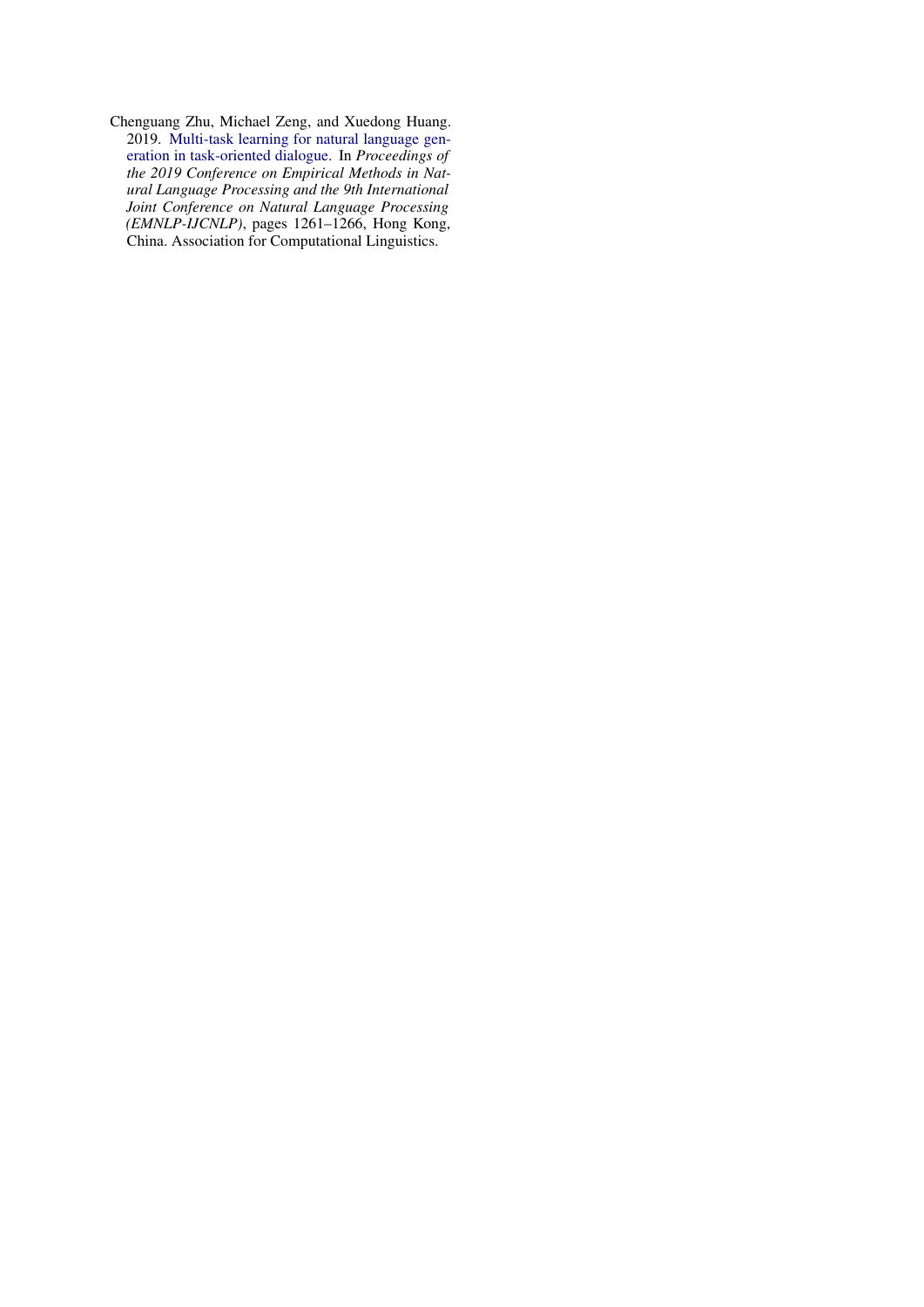Chenguang Zhu, Michael Zeng, and Xuedong Huang. 2019. Multi-task learning for natural language generation in task-oriented dialogue. In *Proceedings of the 2019 Conference on Empirical Methods in Natural Language Processing and the 9th International Joint Conference on Natural Language Processing (EMNLP-IJCNLP)*, pages 1261–1266, Hong Kong, China. Association for Computational Linguistics.